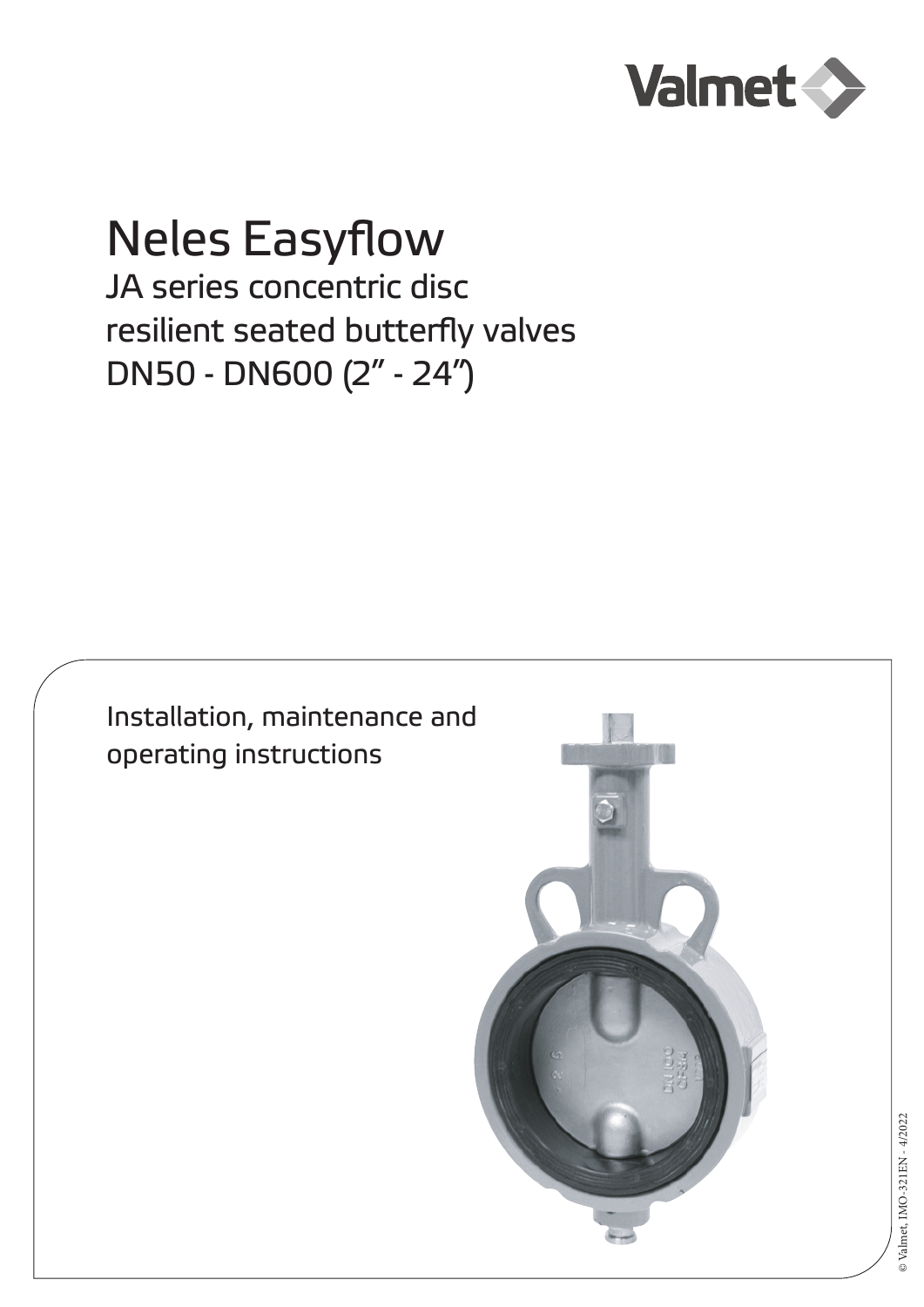Valmet

# Neles Easyflow

## JA series concentric disc resilient seated butterfly valves DN50 - DN600 (2" - 24")

Installation, maintenance and operating instructions

© Valmet, IMO-321EN - 4/2022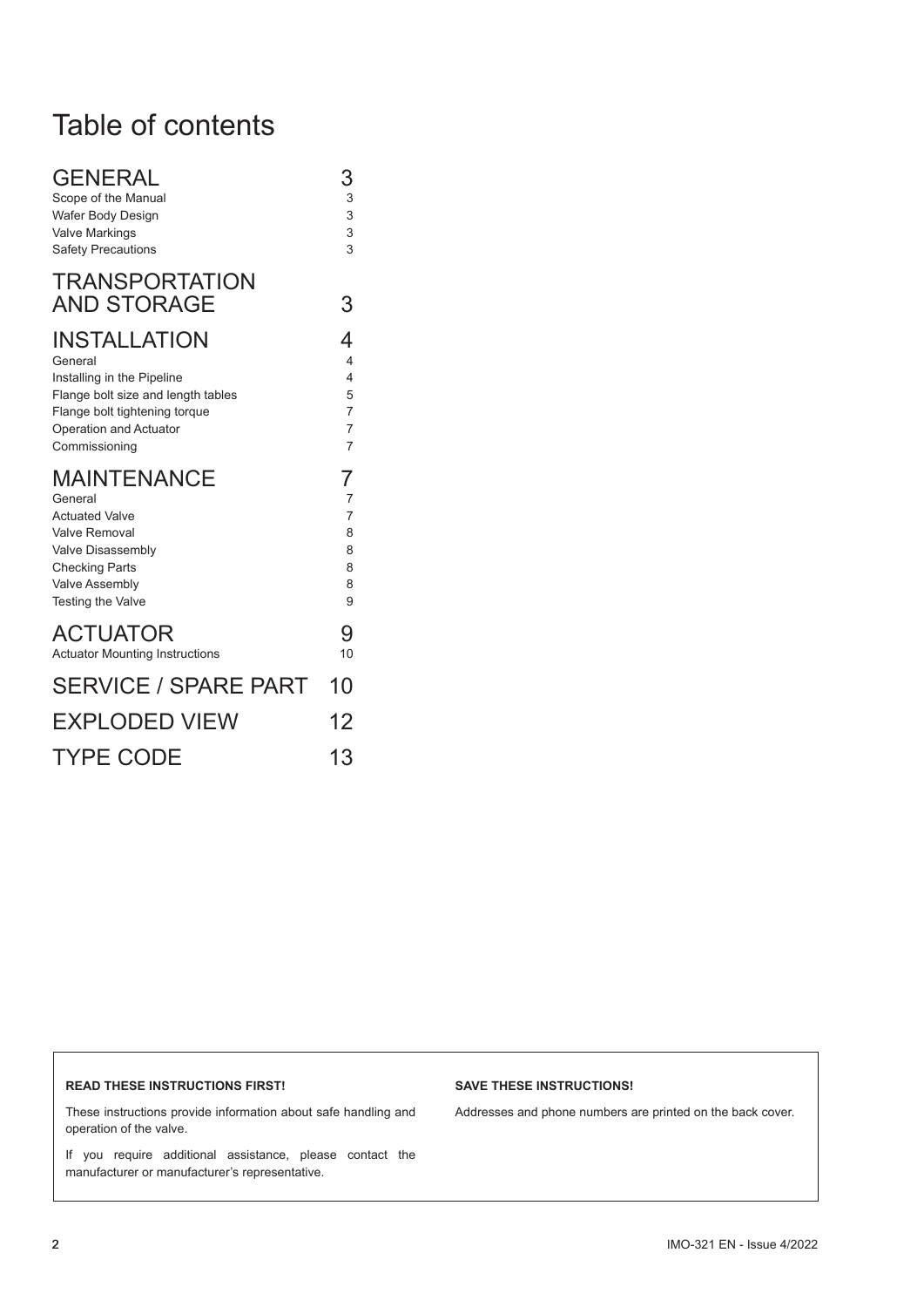# Table of contents

| | |
|---|---|
| **GENERAL** | **3** |
| Scope of the Manual | 3 |
| Wafer Body Design | 3 |
| Valve Markings | 3 |
| Safety Precautions | 3 |
| **TRANSPORTATION AND STORAGE** | **3** |
| **INSTALLATION** | **4** |
| General | 4 |
| Installing in the Pipeline | 4 |
| Flange bolt size and length tables | 5 |
| Flange bolt tightening torque | 7 |
| Operation and Actuator | 7 |
| Commissioning | 7 |
| **MAINTENANCE** | **7** |
| General | 7 |
| Actuated Valve | 7 |
| Valve Removal | 8 |
| Valve Disassembly | 8 |
| Checking Parts | 8 |
| Valve Assembly | 8 |
| Testing the Valve | 9 |
| **ACTUATOR** | **9** |
| Actuator Mounting Instructions | 10 |
| **SERVICE / SPARE PART** | **10** |
| **EXPLODED VIEW** | **12** |
| **TYPE CODE** | **13** |

**READ THESE INSTRUCTIONS FIRST!**

These instructions provide information about safe handling and operation of the valve.

If you require additional assistance, please contact the manufacturer or manufacturer's representative.

**SAVE THESE INSTRUCTIONS!**

Addresses and phone numbers are printed on the back cover.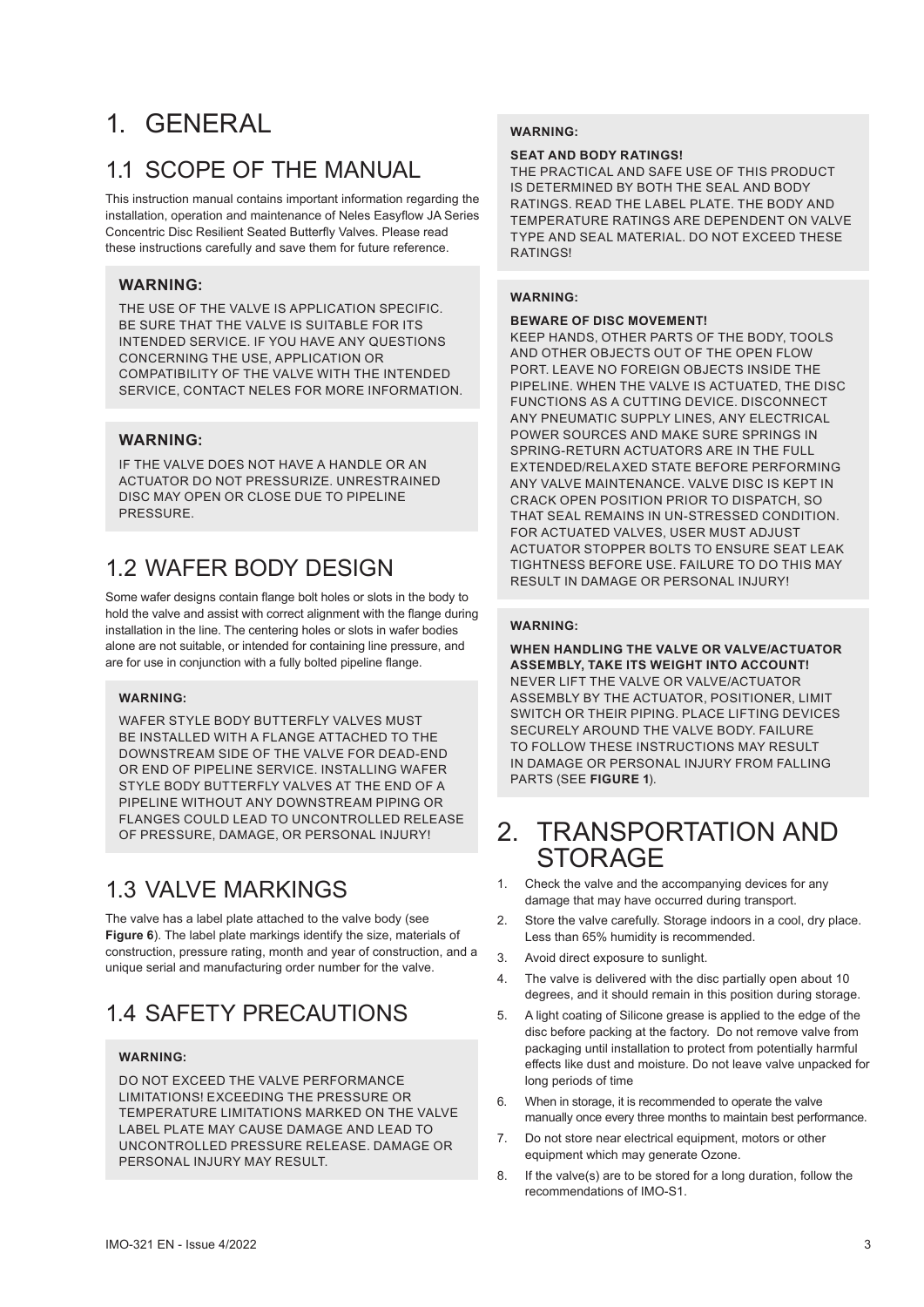# 1. GENERAL

## 1.1 SCOPE OF THE MANUAL

This instruction manual contains important information regarding the installation, operation and maintenance of Neles Easyflow JA Series Concentric Disc Resilient Seated Butterfly Valves. Please read these instructions carefully and save them for future reference.

**WARNING:**

THE USE OF THE VALVE IS APPLICATION SPECIFIC. BE SURE THAT THE VALVE IS SUITABLE FOR ITS INTENDED SERVICE. IF YOU HAVE ANY QUESTIONS CONCERNING THE USE, APPLICATION OR COMPATIBILITY OF THE VALVE WITH THE INTENDED SERVICE, CONTACT NELES FOR MORE INFORMATION.

**WARNING:**

IF THE VALVE DOES NOT HAVE A HANDLE OR AN ACTUATOR DO NOT PRESSURIZE. UNRESTRAINED DISC MAY OPEN OR CLOSE DUE TO PIPELINE PRESSURE.

## 1.2 WAFER BODY DESIGN

Some wafer designs contain flange bolt holes or slots in the body to hold the valve and assist with correct alignment with the flange during installation in the line. The centering holes or slots in wafer bodies alone are not suitable, or intended for containing line pressure, and are for use in conjunction with a fully bolted pipeline flange.

**WARNING:**

WAFER STYLE BODY BUTTERFLY VALVES MUST BE INSTALLED WITH A FLANGE ATTACHED TO THE DOWNSTREAM SIDE OF THE VALVE FOR DEAD-END OR END OF PIPELINE SERVICE. INSTALLING WAFER STYLE BODY BUTTERFLY VALVES AT THE END OF A PIPELINE WITHOUT ANY DOWNSTREAM PIPING OR FLANGES COULD LEAD TO UNCONTROLLED RELEASE OF PRESSURE, DAMAGE, OR PERSONAL INJURY!

## 1.3 VALVE MARKINGS

The valve has a label plate attached to the valve body (see **Figure 6**). The label plate markings identify the size, materials of construction, pressure rating, month and year of construction, and a unique serial and manufacturing order number for the valve.

## 1.4 SAFETY PRECAUTIONS

**WARNING:**

DO NOT EXCEED THE VALVE PERFORMANCE LIMITATIONS! EXCEEDING THE PRESSURE OR TEMPERATURE LIMITATIONS MARKED ON THE VALVE LABEL PLATE MAY CAUSE DAMAGE AND LEAD TO UNCONTROLLED PRESSURE RELEASE. DAMAGE OR PERSONAL INJURY MAY RESULT.

**WARNING:**

**SEAT AND BODY RATINGS!**
THE PRACTICAL AND SAFE USE OF THIS PRODUCT IS DETERMINED BY BOTH THE SEAL AND BODY RATINGS. READ THE LABEL PLATE. THE BODY AND TEMPERATURE RATINGS ARE DEPENDENT ON VALVE TYPE AND SEAL MATERIAL. DO NOT EXCEED THESE RATINGS!

**WARNING:**

**BEWARE OF DISC MOVEMENT!**
KEEP HANDS, OTHER PARTS OF THE BODY, TOOLS AND OTHER OBJECTS OUT OF THE OPEN FLOW PORT. LEAVE NO FOREIGN OBJECTS INSIDE THE PIPELINE. WHEN THE VALVE IS ACTUATED, THE DISC FUNCTIONS AS A CUTTING DEVICE. DISCONNECT ANY PNEUMATIC SUPPLY LINES, ANY ELECTRICAL POWER SOURCES AND MAKE SURE SPRINGS IN SPRING-RETURN ACTUATORS ARE IN THE FULL EXTENDED/RELAXED STATE BEFORE PERFORMING ANY VALVE MAINTENANCE. VALVE DISC IS KEPT IN CRACK OPEN POSITION PRIOR TO DISPATCH, SO THAT SEAL REMAINS IN UN-STRESSED CONDITION. FOR ACTUATED VALVES, USER MUST ADJUST ACTUATOR STOPPER BOLTS TO ENSURE SEAT LEAK TIGHTNESS BEFORE USE. FAILURE TO DO THIS MAY RESULT IN DAMAGE OR PERSONAL INJURY!

**WARNING:**

**WHEN HANDLING THE VALVE OR VALVE/ACTUATOR ASSEMBLY, TAKE ITS WEIGHT INTO ACCOUNT!**
NEVER LIFT THE VALVE OR VALVE/ACTUATOR ASSEMBLY BY THE ACTUATOR, POSITIONER, LIMIT SWITCH OR THEIR PIPING. PLACE LIFTING DEVICES SECURELY AROUND THE VALVE BODY. FAILURE TO FOLLOW THESE INSTRUCTIONS MAY RESULT IN DAMAGE OR PERSONAL INJURY FROM FALLING PARTS (SEE **FIGURE 1**).

# 2. TRANSPORTATION AND STORAGE

1. Check the valve and the accompanying devices for any damage that may have occurred during transport.
2. Store the valve carefully. Storage indoors in a cool, dry place. Less than 65% humidity is recommended.
3. Avoid direct exposure to sunlight.
4. The valve is delivered with the disc partially open about 10 degrees, and it should remain in this position during storage.
5. A light coating of Silicone grease is applied to the edge of the disc before packing at the factory. Do not remove valve from packaging until installation to protect from potentially harmful effects like dust and moisture. Do not leave valve unpacked for long periods of time
6. When in storage, it is recommended to operate the valve manually once every three months to maintain best performance.
7. Do not store near electrical equipment, motors or other equipment which may generate Ozone.
8. If the valve(s) are to be stored for a long duration, follow the recommendations of IMO-S1.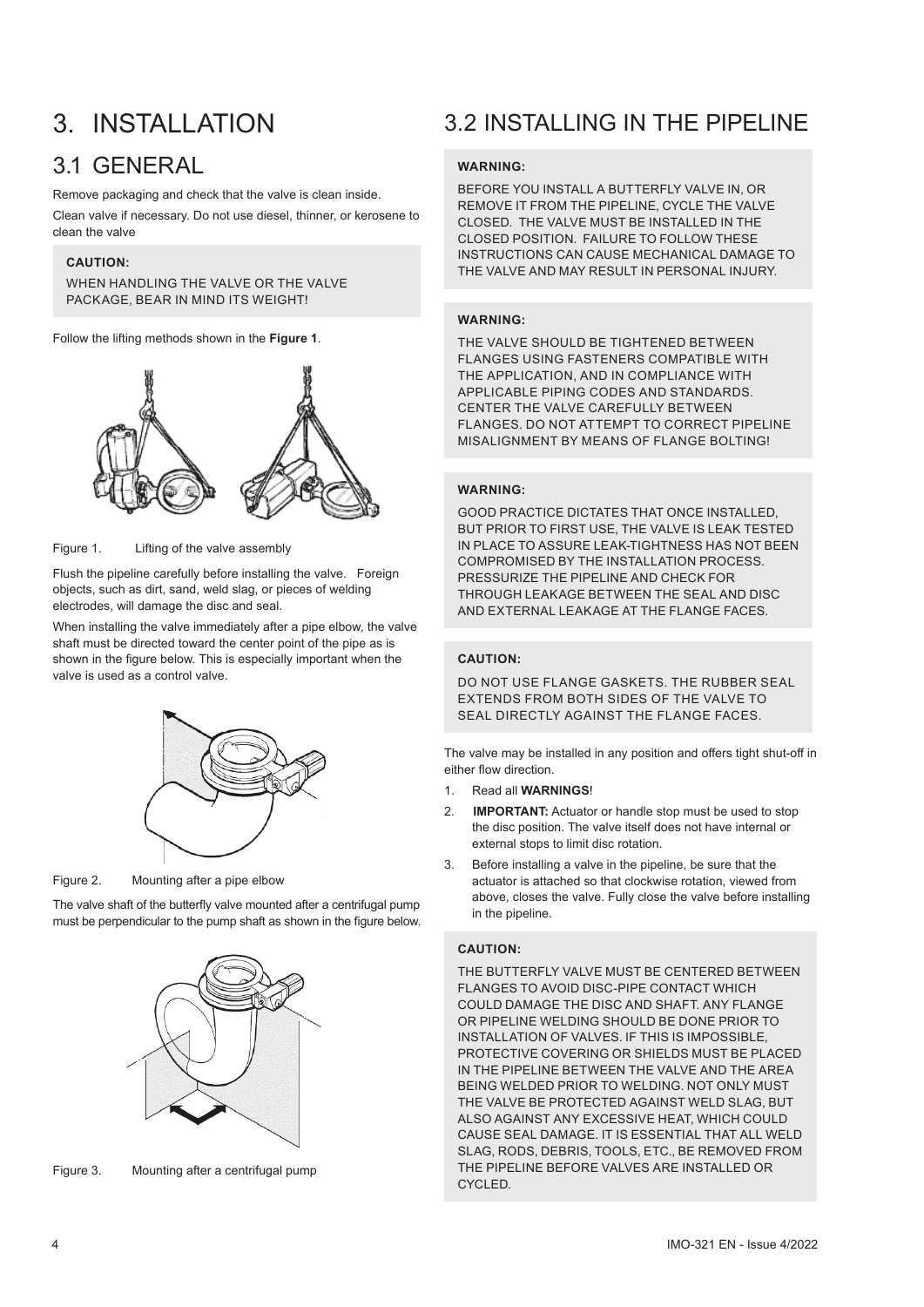# 3. INSTALLATION

## 3.1 GENERAL

Remove packaging and check that the valve is clean inside.

Clean valve if necessary. Do not use diesel, thinner, or kerosene to clean the valve

**CAUTION:**

WHEN HANDLING THE VALVE OR THE VALVE PACKAGE, BEAR IN MIND ITS WEIGHT!

Follow the lifting methods shown in the **Figure 1**.

Figure 1. Lifting of the valve assembly

Flush the pipeline carefully before installing the valve. Foreign objects, such as dirt, sand, weld slag, or pieces of welding electrodes, will damage the disc and seal.

When installing the valve immediately after a pipe elbow, the valve shaft must be directed toward the center point of the pipe as is shown in the figure below. This is especially important when the valve is used as a control valve.

Figure 2. Mounting after a pipe elbow

The valve shaft of the butterfly valve mounted after a centrifugal pump must be perpendicular to the pump shaft as shown in the figure below.

Figure 3. Mounting after a centrifugal pump

## 3.2 INSTALLING IN THE PIPELINE

**WARNING:**

BEFORE YOU INSTALL A BUTTERFLY VALVE IN, OR REMOVE IT FROM THE PIPELINE, CYCLE THE VALVE CLOSED. THE VALVE MUST BE INSTALLED IN THE CLOSED POSITION. FAILURE TO FOLLOW THESE INSTRUCTIONS CAN CAUSE MECHANICAL DAMAGE TO THE VALVE AND MAY RESULT IN PERSONAL INJURY.

**WARNING:**

THE VALVE SHOULD BE TIGHTENED BETWEEN FLANGES USING FASTENERS COMPATIBLE WITH THE APPLICATION, AND IN COMPLIANCE WITH APPLICABLE PIPING CODES AND STANDARDS. CENTER THE VALVE CAREFULLY BETWEEN FLANGES. DO NOT ATTEMPT TO CORRECT PIPELINE MISALIGNMENT BY MEANS OF FLANGE BOLTING!

**WARNING:**

GOOD PRACTICE DICTATES THAT ONCE INSTALLED, BUT PRIOR TO FIRST USE, THE VALVE IS LEAK TESTED IN PLACE TO ASSURE LEAK-TIGHTNESS HAS NOT BEEN COMPROMISED BY THE INSTALLATION PROCESS. PRESSURIZE THE PIPELINE AND CHECK FOR THROUGH LEAKAGE BETWEEN THE SEAL AND DISC AND EXTERNAL LEAKAGE AT THE FLANGE FACES.

**CAUTION:**

DO NOT USE FLANGE GASKETS. THE RUBBER SEAL EXTENDS FROM BOTH SIDES OF THE VALVE TO SEAL DIRECTLY AGAINST THE FLANGE FACES.

The valve may be installed in any position and offers tight shut-off in either flow direction.

1. Read all **WARNINGS**!
2. **IMPORTANT:** Actuator or handle stop must be used to stop the disc position. The valve itself does not have internal or external stops to limit disc rotation.
3. Before installing a valve in the pipeline, be sure that the actuator is attached so that clockwise rotation, viewed from above, closes the valve. Fully close the valve before installing in the pipeline.

**CAUTION:**

THE BUTTERFLY VALVE MUST BE CENTERED BETWEEN FLANGES TO AVOID DISC-PIPE CONTACT WHICH COULD DAMAGE THE DISC AND SHAFT. ANY FLANGE OR PIPELINE WELDING SHOULD BE DONE PRIOR TO INSTALLATION OF VALVES. IF THIS IS IMPOSSIBLE, PROTECTIVE COVERING OR SHIELDS MUST BE PLACED IN THE PIPELINE BETWEEN THE VALVE AND THE AREA BEING WELDED PRIOR TO WELDING. NOT ONLY MUST THE VALVE BE PROTECTED AGAINST WELD SLAG, BUT ALSO AGAINST ANY EXCESSIVE HEAT, WHICH COULD CAUSE SEAL DAMAGE. IT IS ESSENTIAL THAT ALL WELD SLAG, RODS, DEBRIS, TOOLS, ETC., BE REMOVED FROM THE PIPELINE BEFORE VALVES ARE INSTALLED OR CYCLED.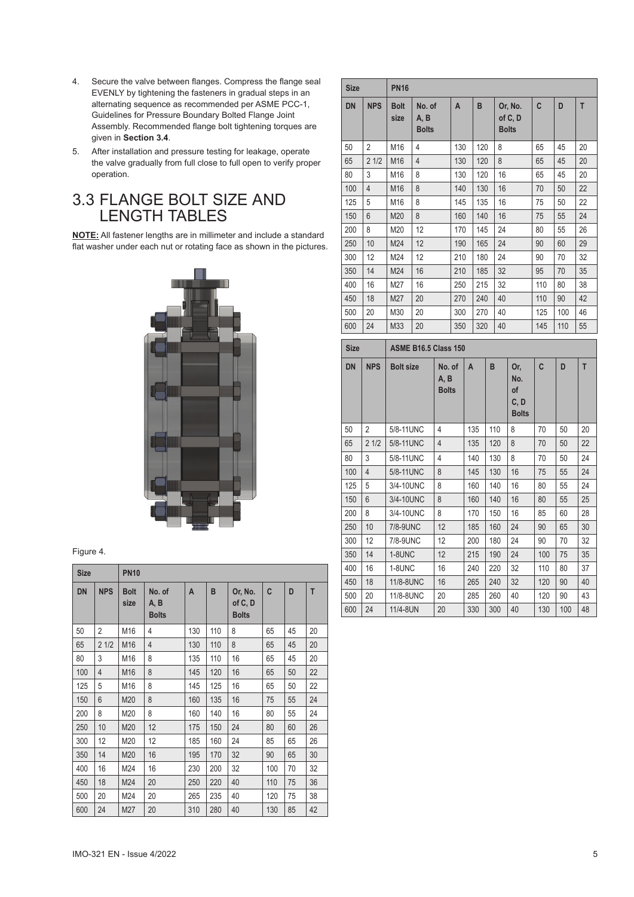4. Secure the valve between flanges. Compress the flange seal EVENLY by tightening the fasteners in gradual steps in an alternating sequence as recommended per ASME PCC-1, Guidelines for Pressure Boundary Bolted Flange Joint Assembly. Recommended flange bolt tightening torques are given in **Section 3.4**.
5. After installation and pressure testing for leakage, operate the valve gradually from full close to full open to verify proper operation.

## 3.3 FLANGE BOLT SIZE AND LENGTH TABLES

**NOTE:** All fastener lengths are in millimeter and include a standard flat washer under each nut or rotating face as shown in the pictures.

Figure 4.

| Size | | PN10 | | | | | | | |
|---|---|---|---|---|---|---|---|---|---|
| DN | NPS | Bolt size | No. of A, B Bolts | A | B | Or, No. of C, D Bolts | C | D | T |
| 50 | 2 | M16 | 4 | 130 | 110 | 8 | 65 | 45 | 20 |
| 65 | 2 1/2 | M16 | 4 | 130 | 110 | 8 | 65 | 45 | 20 |
| 80 | 3 | M16 | 8 | 135 | 110 | 16 | 65 | 45 | 20 |
| 100 | 4 | M16 | 8 | 145 | 120 | 16 | 65 | 50 | 22 |
| 125 | 5 | M16 | 8 | 145 | 125 | 16 | 65 | 50 | 22 |
| 150 | 6 | M20 | 8 | 160 | 135 | 16 | 75 | 55 | 24 |
| 200 | 8 | M20 | 8 | 160 | 140 | 16 | 80 | 55 | 24 |
| 250 | 10 | M20 | 12 | 175 | 150 | 24 | 80 | 60 | 26 |
| 300 | 12 | M20 | 12 | 185 | 160 | 24 | 85 | 65 | 26 |
| 350 | 14 | M20 | 16 | 195 | 170 | 32 | 90 | 65 | 30 |
| 400 | 16 | M24 | 16 | 230 | 200 | 32 | 100 | 70 | 32 |
| 450 | 18 | M24 | 20 | 250 | 220 | 40 | 110 | 75 | 36 |
| 500 | 20 | M24 | 20 | 265 | 235 | 40 | 120 | 75 | 38 |
| 600 | 24 | M27 | 20 | 310 | 280 | 40 | 130 | 85 | 42 |

| Size | | PN16 | | | | | | | |
|---|---|---|---|---|---|---|---|---|---|
| DN | NPS | Bolt size | No. of A, B Bolts | A | B | Or, No. of C, D Bolts | C | D | T |
| 50 | 2 | M16 | 4 | 130 | 120 | 8 | 65 | 45 | 20 |
| 65 | 2 1/2 | M16 | 4 | 130 | 120 | 8 | 65 | 45 | 20 |
| 80 | 3 | M16 | 8 | 130 | 120 | 16 | 65 | 45 | 20 |
| 100 | 4 | M16 | 8 | 140 | 130 | 16 | 70 | 50 | 22 |
| 125 | 5 | M16 | 8 | 145 | 135 | 16 | 75 | 50 | 22 |
| 150 | 6 | M20 | 8 | 160 | 140 | 16 | 75 | 55 | 24 |
| 200 | 8 | M20 | 12 | 170 | 145 | 24 | 80 | 55 | 26 |
| 250 | 10 | M24 | 12 | 190 | 165 | 24 | 90 | 60 | 29 |
| 300 | 12 | M24 | 12 | 210 | 180 | 24 | 90 | 70 | 32 |
| 350 | 14 | M24 | 16 | 210 | 185 | 32 | 95 | 70 | 35 |
| 400 | 16 | M27 | 16 | 250 | 215 | 32 | 110 | 80 | 38 |
| 450 | 18 | M27 | 20 | 270 | 240 | 40 | 110 | 90 | 42 |
| 500 | 20 | M30 | 20 | 300 | 270 | 40 | 125 | 100 | 46 |
| 600 | 24 | M33 | 20 | 350 | 320 | 40 | 145 | 110 | 55 |

| Size | | ASME B16.5 Class 150 | | | | | | | |
|---|---|---|---|---|---|---|---|---|---|
| DN | NPS | Bolt size | No. of A, B Bolts | A | B | Or, No. of C, D Bolts | C | D | T |
| 50 | 2 | 5/8-11UNC | 4 | 135 | 110 | 8 | 70 | 50 | 20 |
| 65 | 2 1/2 | 5/8-11UNC | 4 | 135 | 120 | 8 | 70 | 50 | 22 |
| 80 | 3 | 5/8-11UNC | 4 | 140 | 130 | 8 | 70 | 50 | 24 |
| 100 | 4 | 5/8-11UNC | 8 | 145 | 130 | 16 | 75 | 55 | 24 |
| 125 | 5 | 3/4-10UNC | 8 | 160 | 140 | 16 | 80 | 55 | 24 |
| 150 | 6 | 3/4-10UNC | 8 | 160 | 140 | 16 | 80 | 55 | 25 |
| 200 | 8 | 3/4-10UNC | 8 | 170 | 150 | 16 | 85 | 60 | 28 |
| 250 | 10 | 7/8-9UNC | 12 | 185 | 160 | 24 | 90 | 65 | 30 |
| 300 | 12 | 7/8-9UNC | 12 | 200 | 180 | 24 | 90 | 70 | 32 |
| 350 | 14 | 1-8UNC | 12 | 215 | 190 | 24 | 100 | 75 | 35 |
| 400 | 16 | 1-8UNC | 16 | 240 | 220 | 32 | 110 | 80 | 37 |
| 450 | 18 | 11/8-8UNC | 16 | 265 | 240 | 32 | 120 | 90 | 40 |
| 500 | 20 | 11/8-8UNC | 20 | 285 | 260 | 40 | 120 | 90 | 43 |
| 600 | 24 | 11/4-8UN | 20 | 330 | 300 | 40 | 130 | 100 | 48 |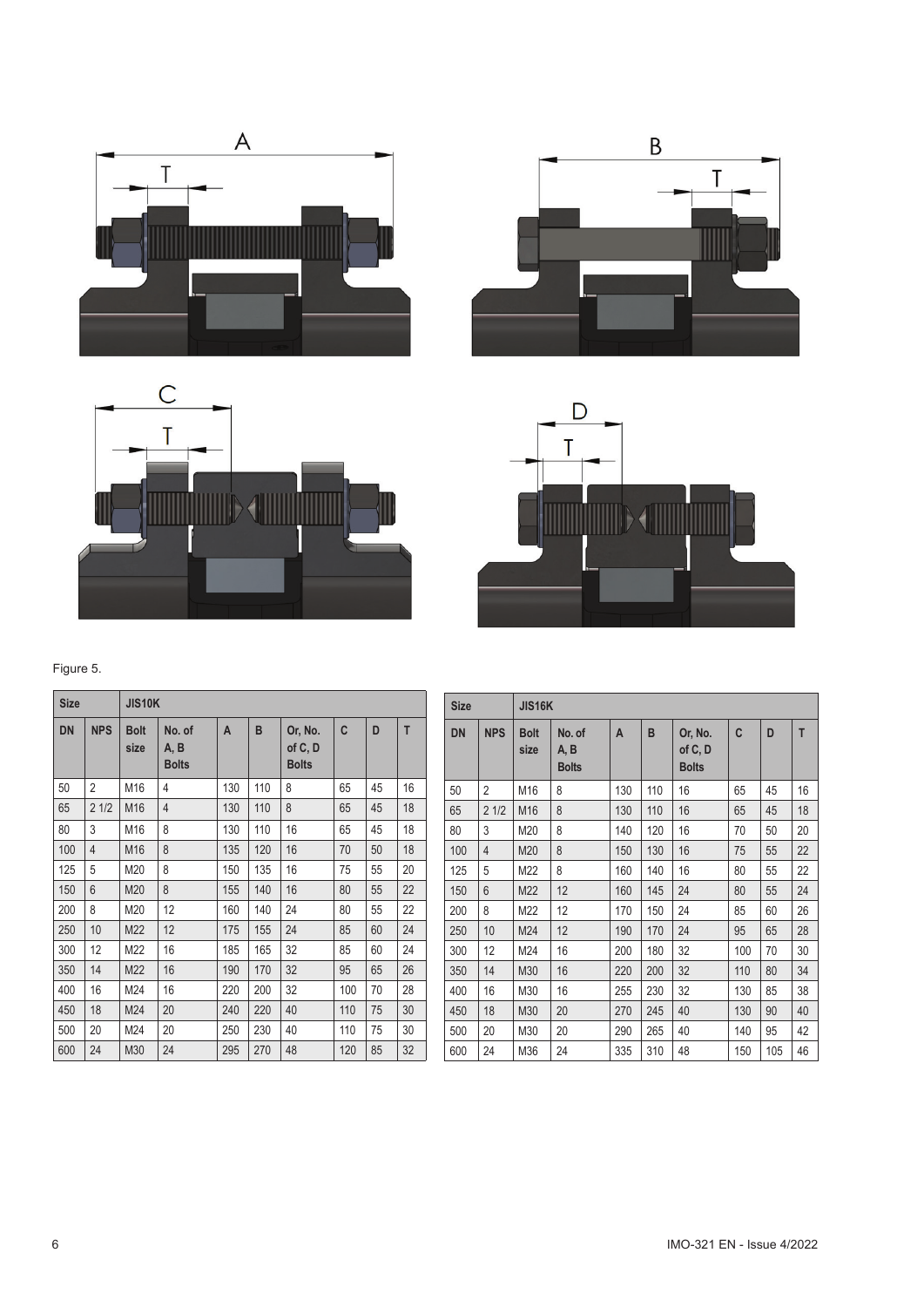Figure 5.

| Size | | JIS10K | | | | | | | |
|---|---|---|---|---|---|---|---|---|---|
| DN | NPS | Bolt size | No. of A, B Bolts | A | B | Or, No. of C, D Bolts | C | D | T |
| 50 | 2 | M16 | 4 | 130 | 110 | 8 | 65 | 45 | 16 |
| 65 | 2 1/2 | M16 | 4 | 130 | 110 | 8 | 65 | 45 | 18 |
| 80 | 3 | M16 | 8 | 130 | 110 | 16 | 65 | 45 | 18 |
| 100 | 4 | M16 | 8 | 135 | 120 | 16 | 70 | 50 | 18 |
| 125 | 5 | M20 | 8 | 150 | 135 | 16 | 75 | 55 | 20 |
| 150 | 6 | M20 | 8 | 155 | 140 | 16 | 80 | 55 | 22 |
| 200 | 8 | M20 | 12 | 160 | 140 | 24 | 80 | 55 | 22 |
| 250 | 10 | M22 | 12 | 175 | 155 | 24 | 85 | 60 | 24 |
| 300 | 12 | M22 | 16 | 185 | 165 | 32 | 85 | 60 | 24 |
| 350 | 14 | M22 | 16 | 190 | 170 | 32 | 95 | 65 | 26 |
| 400 | 16 | M24 | 16 | 220 | 200 | 32 | 100 | 70 | 28 |
| 450 | 18 | M24 | 20 | 240 | 220 | 40 | 110 | 75 | 30 |
| 500 | 20 | M24 | 20 | 250 | 230 | 40 | 110 | 75 | 30 |
| 600 | 24 | M30 | 24 | 295 | 270 | 48 | 120 | 85 | 32 |

| Size | | JIS16K | | | | | | | |
|---|---|---|---|---|---|---|---|---|---|
| DN | NPS | Bolt size | No. of A, B Bolts | A | B | Or, No. of C, D Bolts | C | D | T |
| 50 | 2 | M16 | 8 | 130 | 110 | 16 | 65 | 45 | 16 |
| 65 | 2 1/2 | M16 | 8 | 130 | 110 | 16 | 65 | 45 | 18 |
| 80 | 3 | M20 | 8 | 140 | 120 | 16 | 70 | 50 | 20 |
| 100 | 4 | M20 | 8 | 150 | 130 | 16 | 75 | 55 | 22 |
| 125 | 5 | M22 | 8 | 160 | 140 | 16 | 80 | 55 | 22 |
| 150 | 6 | M22 | 12 | 160 | 145 | 24 | 80 | 55 | 24 |
| 200 | 8 | M22 | 12 | 170 | 150 | 24 | 85 | 60 | 26 |
| 250 | 10 | M24 | 12 | 190 | 170 | 24 | 95 | 65 | 28 |
| 300 | 12 | M24 | 16 | 200 | 180 | 32 | 100 | 70 | 30 |
| 350 | 14 | M30 | 16 | 220 | 200 | 32 | 110 | 80 | 34 |
| 400 | 16 | M30 | 16 | 255 | 230 | 32 | 130 | 85 | 38 |
| 450 | 18 | M30 | 20 | 270 | 245 | 40 | 130 | 90 | 40 |
| 500 | 20 | M30 | 20 | 290 | 265 | 40 | 140 | 95 | 42 |
| 600 | 24 | M36 | 24 | 335 | 310 | 48 | 150 | 105 | 46 |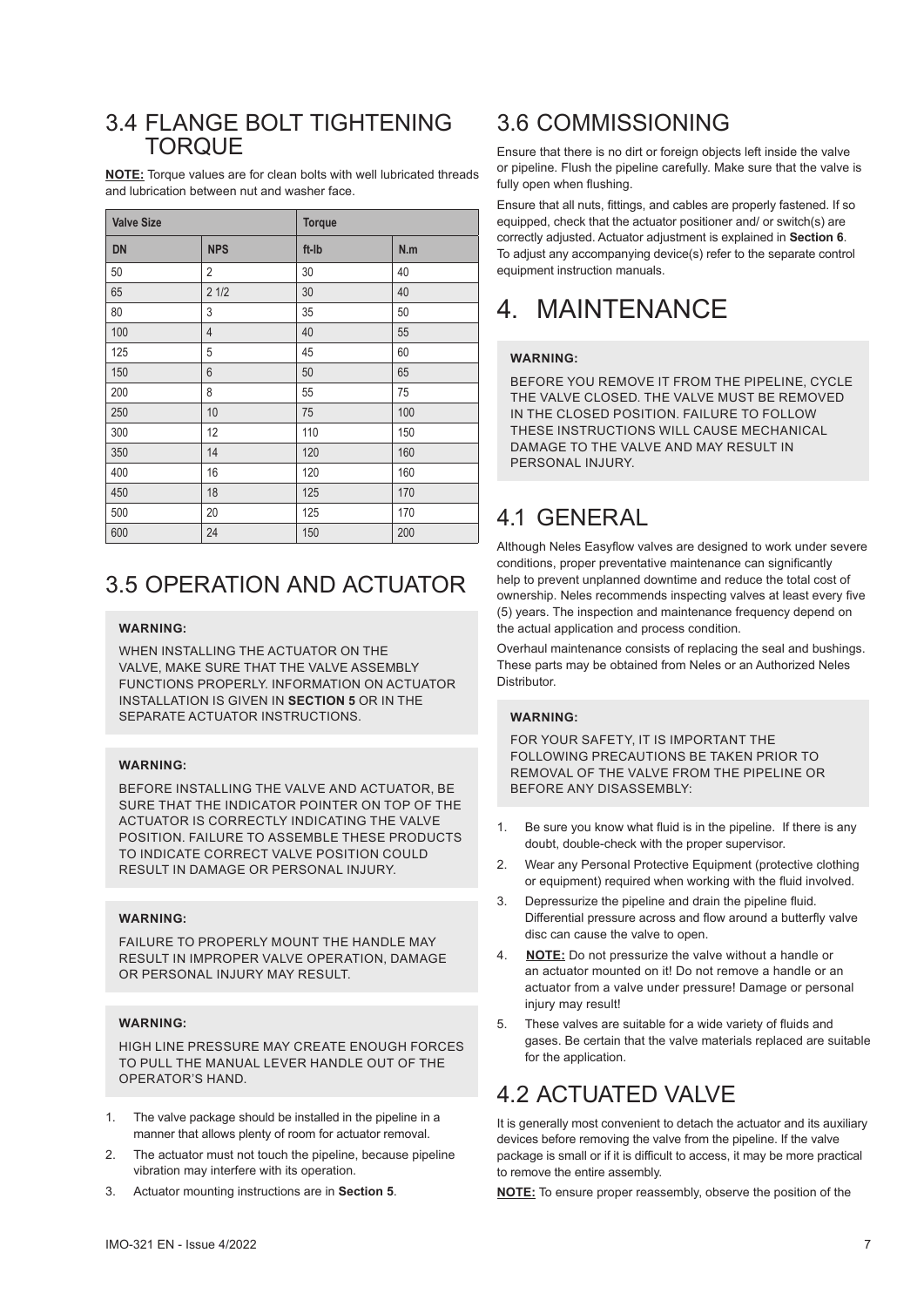## 3.4 FLANGE BOLT TIGHTENING TORQUE

**NOTE:** Torque values are for clean bolts with well lubricated threads and lubrication between nut and washer face.

| Valve Size | | Torque | |
|---|---|---|---|
| DN | NPS | ft-lb | N.m |
| 50 | 2 | 30 | 40 |
| 65 | 2 1/2 | 30 | 40 |
| 80 | 3 | 35 | 50 |
| 100 | 4 | 40 | 55 |
| 125 | 5 | 45 | 60 |
| 150 | 6 | 50 | 65 |
| 200 | 8 | 55 | 75 |
| 250 | 10 | 75 | 100 |
| 300 | 12 | 110 | 150 |
| 350 | 14 | 120 | 160 |
| 400 | 16 | 120 | 160 |
| 450 | 18 | 125 | 170 |
| 500 | 20 | 125 | 170 |
| 600 | 24 | 150 | 200 |

## 3.5 OPERATION AND ACTUATOR

**WARNING:**

WHEN INSTALLING THE ACTUATOR ON THE VALVE, MAKE SURE THAT THE VALVE ASSEMBLY FUNCTIONS PROPERLY. INFORMATION ON ACTUATOR INSTALLATION IS GIVEN IN **SECTION 5** OR IN THE SEPARATE ACTUATOR INSTRUCTIONS.

**WARNING:**

BEFORE INSTALLING THE VALVE AND ACTUATOR, BE SURE THAT THE INDICATOR POINTER ON TOP OF THE ACTUATOR IS CORRECTLY INDICATING THE VALVE POSITION. FAILURE TO ASSEMBLE THESE PRODUCTS TO INDICATE CORRECT VALVE POSITION COULD RESULT IN DAMAGE OR PERSONAL INJURY.

**WARNING:**

FAILURE TO PROPERLY MOUNT THE HANDLE MAY RESULT IN IMPROPER VALVE OPERATION, DAMAGE OR PERSONAL INJURY MAY RESULT.

**WARNING:**

HIGH LINE PRESSURE MAY CREATE ENOUGH FORCES TO PULL THE MANUAL LEVER HANDLE OUT OF THE OPERATOR'S HAND.

1. The valve package should be installed in the pipeline in a manner that allows plenty of room for actuator removal.
2. The actuator must not touch the pipeline, because pipeline vibration may interfere with its operation.
3. Actuator mounting instructions are in **Section 5**.

## 3.6 COMMISSIONING

Ensure that there is no dirt or foreign objects left inside the valve or pipeline. Flush the pipeline carefully. Make sure that the valve is fully open when flushing.

Ensure that all nuts, fittings, and cables are properly fastened. If so equipped, check that the actuator positioner and/ or switch(s) are correctly adjusted. Actuator adjustment is explained in **Section 6**. To adjust any accompanying device(s) refer to the separate control equipment instruction manuals.

# 4. MAINTENANCE

**WARNING:**

BEFORE YOU REMOVE IT FROM THE PIPELINE, CYCLE THE VALVE CLOSED. THE VALVE MUST BE REMOVED IN THE CLOSED POSITION. FAILURE TO FOLLOW THESE INSTRUCTIONS WILL CAUSE MECHANICAL DAMAGE TO THE VALVE AND MAY RESULT IN PERSONAL INJURY.

## 4.1 GENERAL

Although Neles Easyflow valves are designed to work under severe conditions, proper preventative maintenance can significantly help to prevent unplanned downtime and reduce the total cost of ownership. Neles recommends inspecting valves at least every five (5) years. The inspection and maintenance frequency depend on the actual application and process condition.

Overhaul maintenance consists of replacing the seal and bushings. These parts may be obtained from Neles or an Authorized Neles Distributor.

**WARNING:**

FOR YOUR SAFETY, IT IS IMPORTANT THE FOLLOWING PRECAUTIONS BE TAKEN PRIOR TO REMOVAL OF THE VALVE FROM THE PIPELINE OR BEFORE ANY DISASSEMBLY:

1. Be sure you know what fluid is in the pipeline. If there is any doubt, double-check with the proper supervisor.
2. Wear any Personal Protective Equipment (protective clothing or equipment) required when working with the fluid involved.
3. Depressurize the pipeline and drain the pipeline fluid. Differential pressure across and flow around a butterfly valve disc can cause the valve to open.
4. **NOTE:** Do not pressurize the valve without a handle or an actuator mounted on it! Do not remove a handle or an actuator from a valve under pressure! Damage or personal injury may result!
5. These valves are suitable for a wide variety of fluids and gases. Be certain that the valve materials replaced are suitable for the application.

## 4.2 ACTUATED VALVE

It is generally most convenient to detach the actuator and its auxiliary devices before removing the valve from the pipeline. If the valve package is small or if it is difficult to access, it may be more practical to remove the entire assembly.

**NOTE:** To ensure proper reassembly, observe the position of the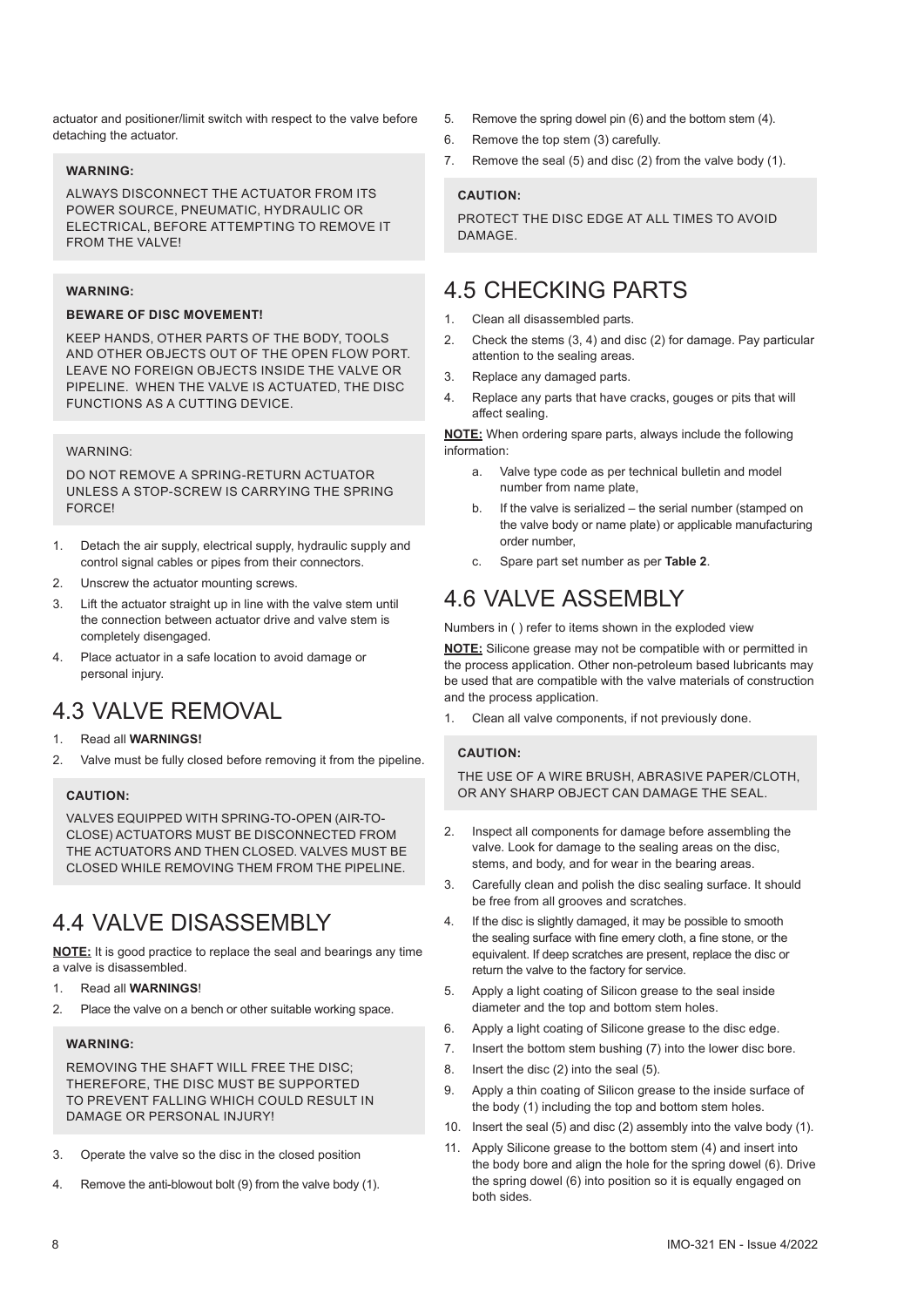actuator and positioner/limit switch with respect to the valve before detaching the actuator.

**WARNING:**

ALWAYS DISCONNECT THE ACTUATOR FROM ITS POWER SOURCE, PNEUMATIC, HYDRAULIC OR ELECTRICAL, BEFORE ATTEMPTING TO REMOVE IT FROM THE VALVE!

**WARNING:**

**BEWARE OF DISC MOVEMENT!**

KEEP HANDS, OTHER PARTS OF THE BODY, TOOLS AND OTHER OBJECTS OUT OF THE OPEN FLOW PORT. LEAVE NO FOREIGN OBJECTS INSIDE THE VALVE OR PIPELINE. WHEN THE VALVE IS ACTUATED, THE DISC FUNCTIONS AS A CUTTING DEVICE.

WARNING:

DO NOT REMOVE A SPRING-RETURN ACTUATOR UNLESS A STOP-SCREW IS CARRYING THE SPRING FORCE!

1. Detach the air supply, electrical supply, hydraulic supply and control signal cables or pipes from their connectors.
2. Unscrew the actuator mounting screws.
3. Lift the actuator straight up in line with the valve stem until the connection between actuator drive and valve stem is completely disengaged.
4. Place actuator in a safe location to avoid damage or personal injury.

# 4.3 VALVE REMOVAL

1. Read all **WARNINGS!**
2. Valve must be fully closed before removing it from the pipeline.

**CAUTION:**

VALVES EQUIPPED WITH SPRING-TO-OPEN (AIR-TO-CLOSE) ACTUATORS MUST BE DISCONNECTED FROM THE ACTUATORS AND THEN CLOSED. VALVES MUST BE CLOSED WHILE REMOVING THEM FROM THE PIPELINE.

# 4.4 VALVE DISASSEMBLY

**NOTE:** It is good practice to replace the seal and bearings any time a valve is disassembled.

1. Read all **WARNINGS**!
2. Place the valve on a bench or other suitable working space.

**WARNING:**

REMOVING THE SHAFT WILL FREE THE DISC; THEREFORE, THE DISC MUST BE SUPPORTED TO PREVENT FALLING WHICH COULD RESULT IN DAMAGE OR PERSONAL INJURY!

3. Operate the valve so the disc in the closed position
4. Remove the anti-blowout bolt (9) from the valve body (1).
5. Remove the spring dowel pin (6) and the bottom stem (4).
6. Remove the top stem (3) carefully.
7. Remove the seal (5) and disc (2) from the valve body (1).

**CAUTION:**

PROTECT THE DISC EDGE AT ALL TIMES TO AVOID DAMAGE.

# 4.5 CHECKING PARTS

1. Clean all disassembled parts.
2. Check the stems (3, 4) and disc (2) for damage. Pay particular attention to the sealing areas.
3. Replace any damaged parts.
4. Replace any parts that have cracks, gouges or pits that will affect sealing.

**NOTE:** When ordering spare parts, always include the following information:

a. Valve type code as per technical bulletin and model number from name plate,
b. If the valve is serialized – the serial number (stamped on the valve body or name plate) or applicable manufacturing order number,
c. Spare part set number as per **Table 2**.

# 4.6 VALVE ASSEMBLY

Numbers in ( ) refer to items shown in the exploded view

**NOTE:** Silicone grease may not be compatible with or permitted in the process application. Other non-petroleum based lubricants may be used that are compatible with the valve materials of construction and the process application.

1. Clean all valve components, if not previously done.

**CAUTION:**

THE USE OF A WIRE BRUSH, ABRASIVE PAPER/CLOTH, OR ANY SHARP OBJECT CAN DAMAGE THE SEAL.

2. Inspect all components for damage before assembling the valve. Look for damage to the sealing areas on the disc, stems, and body, and for wear in the bearing areas.
3. Carefully clean and polish the disc sealing surface. It should be free from all grooves and scratches.
4. If the disc is slightly damaged, it may be possible to smooth the sealing surface with fine emery cloth, a fine stone, or the equivalent. If deep scratches are present, replace the disc or return the valve to the factory for service.
5. Apply a light coating of Silicon grease to the seal inside diameter and the top and bottom stem holes.
6. Apply a light coating of Silicone grease to the disc edge.
7. Insert the bottom stem bushing (7) into the lower disc bore.
8. Insert the disc (2) into the seal (5).
9. Apply a thin coating of Silicon grease to the inside surface of the body (1) including the top and bottom stem holes.
10. Insert the seal (5) and disc (2) assembly into the valve body (1).
11. Apply Silicone grease to the bottom stem (4) and insert into the body bore and align the hole for the spring dowel (6). Drive the spring dowel (6) into position so it is equally engaged on both sides.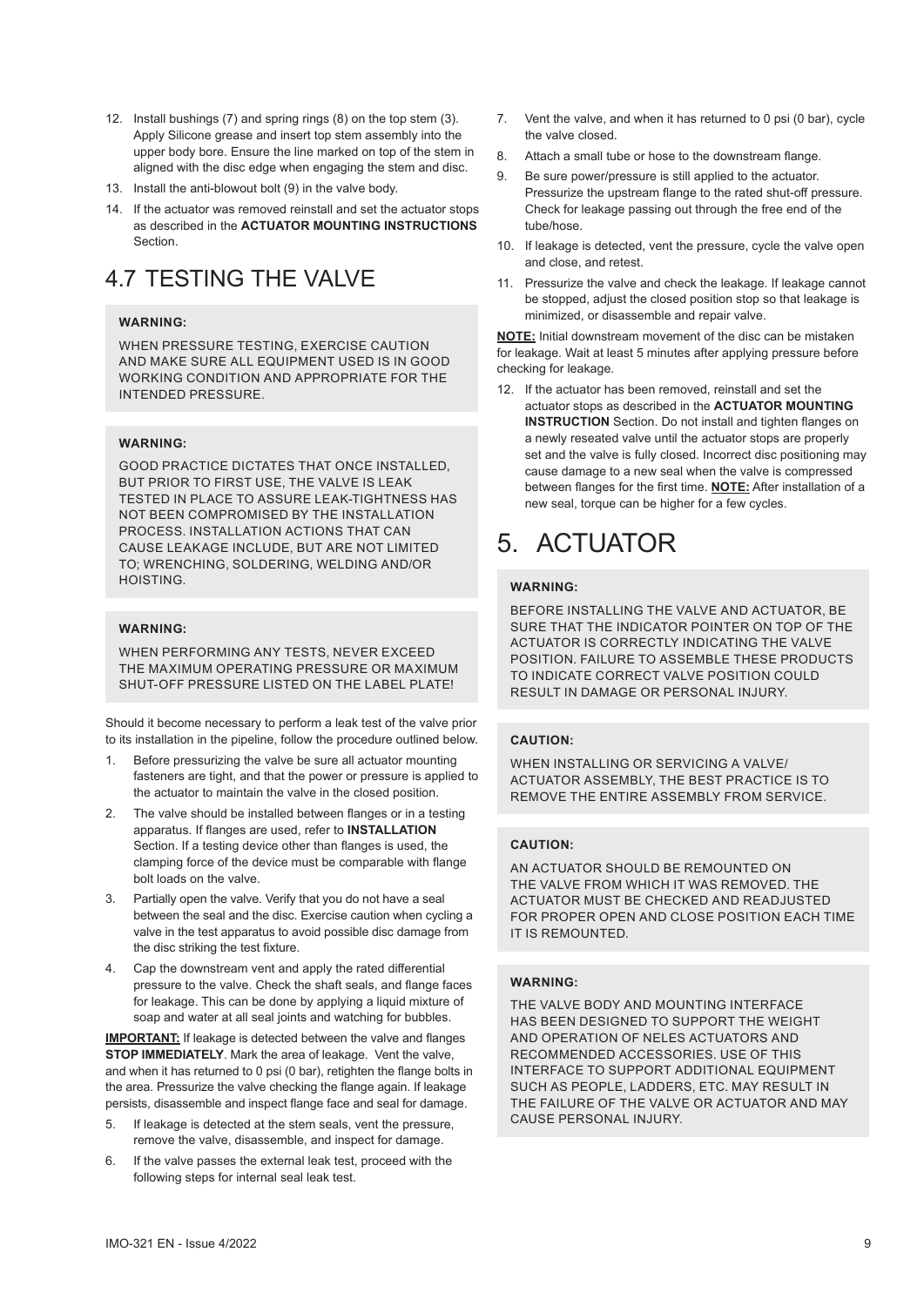12. Install bushings (7) and spring rings (8) on the top stem (3). Apply Silicone grease and insert top stem assembly into the upper body bore. Ensure the line marked on top of the stem in aligned with the disc edge when engaging the stem and disc.
13. Install the anti-blowout bolt (9) in the valve body.
14. If the actuator was removed reinstall and set the actuator stops as described in the **ACTUATOR MOUNTING INSTRUCTIONS** Section.

## 4.7 TESTING THE VALVE

**WARNING:**

WHEN PRESSURE TESTING, EXERCISE CAUTION AND MAKE SURE ALL EQUIPMENT USED IS IN GOOD WORKING CONDITION AND APPROPRIATE FOR THE INTENDED PRESSURE.

**WARNING:**

GOOD PRACTICE DICTATES THAT ONCE INSTALLED, BUT PRIOR TO FIRST USE, THE VALVE IS LEAK TESTED IN PLACE TO ASSURE LEAK-TIGHTNESS HAS NOT BEEN COMPROMISED BY THE INSTALLATION PROCESS. INSTALLATION ACTIONS THAT CAN CAUSE LEAKAGE INCLUDE, BUT ARE NOT LIMITED TO; WRENCHING, SOLDERING, WELDING AND/OR HOISTING.

**WARNING:**

WHEN PERFORMING ANY TESTS, NEVER EXCEED THE MAXIMUM OPERATING PRESSURE OR MAXIMUM SHUT-OFF PRESSURE LISTED ON THE LABEL PLATE!

Should it become necessary to perform a leak test of the valve prior to its installation in the pipeline, follow the procedure outlined below.

1. Before pressurizing the valve be sure all actuator mounting fasteners are tight, and that the power or pressure is applied to the actuator to maintain the valve in the closed position.
2. The valve should be installed between flanges or in a testing apparatus. If flanges are used, refer to **INSTALLATION** Section. If a testing device other than flanges is used, the clamping force of the device must be comparable with flange bolt loads on the valve.
3. Partially open the valve. Verify that you do not have a seal between the seal and the disc. Exercise caution when cycling a valve in the test apparatus to avoid possible disc damage from the disc striking the test fixture.
4. Cap the downstream vent and apply the rated differential pressure to the valve. Check the shaft seals, and flange faces for leakage. This can be done by applying a liquid mixture of soap and water at all seal joints and watching for bubbles.

**IMPORTANT:** If leakage is detected between the valve and flanges **STOP IMMEDIATELY**. Mark the area of leakage. Vent the valve, and when it has returned to 0 psi (0 bar), retighten the flange bolts in the area. Pressurize the valve checking the flange again. If leakage persists, disassemble and inspect flange face and seal for damage.

5. If leakage is detected at the stem seals, vent the pressure, remove the valve, disassemble, and inspect for damage.
6. If the valve passes the external leak test, proceed with the following steps for internal seal leak test.
7. Vent the valve, and when it has returned to 0 psi (0 bar), cycle the valve closed.
8. Attach a small tube or hose to the downstream flange.
9. Be sure power/pressure is still applied to the actuator. Pressurize the upstream flange to the rated shut-off pressure. Check for leakage passing out through the free end of the tube/hose.
10. If leakage is detected, vent the pressure, cycle the valve open and close, and retest.
11. Pressurize the valve and check the leakage. If leakage cannot be stopped, adjust the closed position stop so that leakage is minimized, or disassemble and repair valve.

**NOTE:** Initial downstream movement of the disc can be mistaken for leakage. Wait at least 5 minutes after applying pressure before checking for leakage.

12. If the actuator has been removed, reinstall and set the actuator stops as described in the **ACTUATOR MOUNTING INSTRUCTION** Section. Do not install and tighten flanges on a newly reseated valve until the actuator stops are properly set and the valve is fully closed. Incorrect disc positioning may cause damage to a new seal when the valve is compressed between flanges for the first time. **NOTE:** After installation of a new seal, torque can be higher for a few cycles.

# 5. ACTUATOR

**WARNING:**

BEFORE INSTALLING THE VALVE AND ACTUATOR, BE SURE THAT THE INDICATOR POINTER ON TOP OF THE ACTUATOR IS CORRECTLY INDICATING THE VALVE POSITION. FAILURE TO ASSEMBLE THESE PRODUCTS TO INDICATE CORRECT VALVE POSITION COULD RESULT IN DAMAGE OR PERSONAL INJURY.

**CAUTION:**

WHEN INSTALLING OR SERVICING A VALVE/ ACTUATOR ASSEMBLY, THE BEST PRACTICE IS TO REMOVE THE ENTIRE ASSEMBLY FROM SERVICE.

**CAUTION:**

AN ACTUATOR SHOULD BE REMOUNTED ON THE VALVE FROM WHICH IT WAS REMOVED. THE ACTUATOR MUST BE CHECKED AND READJUSTED FOR PROPER OPEN AND CLOSE POSITION EACH TIME IT IS REMOUNTED.

**WARNING:**

THE VALVE BODY AND MOUNTING INTERFACE HAS BEEN DESIGNED TO SUPPORT THE WEIGHT AND OPERATION OF NELES ACTUATORS AND RECOMMENDED ACCESSORIES. USE OF THIS INTERFACE TO SUPPORT ADDITIONAL EQUIPMENT SUCH AS PEOPLE, LADDERS, ETC. MAY RESULT IN THE FAILURE OF THE VALVE OR ACTUATOR AND MAY CAUSE PERSONAL INJURY.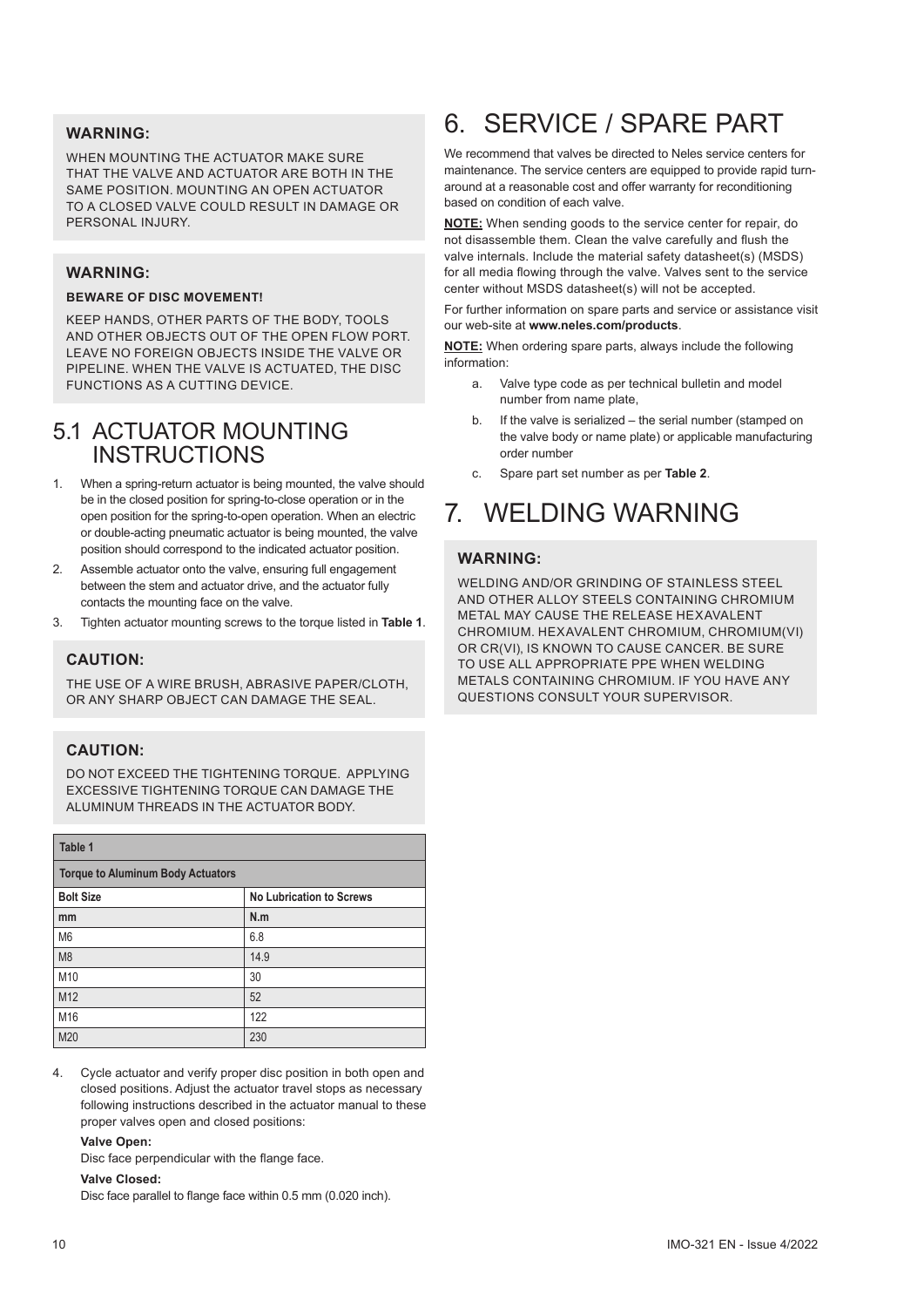**WARNING:**

WHEN MOUNTING THE ACTUATOR MAKE SURE THAT THE VALVE AND ACTUATOR ARE BOTH IN THE SAME POSITION. MOUNTING AN OPEN ACTUATOR TO A CLOSED VALVE COULD RESULT IN DAMAGE OR PERSONAL INJURY.

**WARNING:**

**BEWARE OF DISC MOVEMENT!**

KEEP HANDS, OTHER PARTS OF THE BODY, TOOLS AND OTHER OBJECTS OUT OF THE OPEN FLOW PORT. LEAVE NO FOREIGN OBJECTS INSIDE THE VALVE OR PIPELINE. WHEN THE VALVE IS ACTUATED, THE DISC FUNCTIONS AS A CUTTING DEVICE.

## 5.1 ACTUATOR MOUNTING INSTRUCTIONS

1. When a spring-return actuator is being mounted, the valve should be in the closed position for spring-to-close operation or in the open position for the spring-to-open operation. When an electric or double-acting pneumatic actuator is being mounted, the valve position should correspond to the indicated actuator position.
2. Assemble actuator onto the valve, ensuring full engagement between the stem and actuator drive, and the actuator fully contacts the mounting face on the valve.
3. Tighten actuator mounting screws to the torque listed in **Table 1**.

**CAUTION:**

THE USE OF A WIRE BRUSH, ABRASIVE PAPER/CLOTH, OR ANY SHARP OBJECT CAN DAMAGE THE SEAL.

**CAUTION:**

DO NOT EXCEED THE TIGHTENING TORQUE. APPLYING EXCESSIVE TIGHTENING TORQUE CAN DAMAGE THE ALUMINUM THREADS IN THE ACTUATOR BODY.

| Table 1 | |
|---|---|
| **Torque to Aluminum Body Actuators** | |
| **Bolt Size** | **No Lubrication to Screws** |
| **mm** | **N.m** |
| M6 | 6.8 |
| M8 | 14.9 |
| M10 | 30 |
| M12 | 52 |
| M16 | 122 |
| M20 | 230 |

4. Cycle actuator and verify proper disc position in both open and closed positions. Adjust the actuator travel stops as necessary following instructions described in the actuator manual to these proper valves open and closed positions:

   **Valve Open:**

   Disc face perpendicular with the flange face.

   **Valve Closed:**

   Disc face parallel to flange face within 0.5 mm (0.020 inch).

# 6. SERVICE / SPARE PART

We recommend that valves be directed to Neles service centers for maintenance. The service centers are equipped to provide rapid turn-around at a reasonable cost and offer warranty for reconditioning based on condition of each valve.

**NOTE:** When sending goods to the service center for repair, do not disassemble them. Clean the valve carefully and flush the valve internals. Include the material safety datasheet(s) (MSDS) for all media flowing through the valve. Valves sent to the service center without MSDS datasheet(s) will not be accepted.

For further information on spare parts and service or assistance visit our web-site at **www.neles.com/products**.

**NOTE:** When ordering spare parts, always include the following information:

a. Valve type code as per technical bulletin and model number from name plate,
b. If the valve is serialized – the serial number (stamped on the valve body or name plate) or applicable manufacturing order number
c. Spare part set number as per **Table 2**.

# 7. WELDING WARNING

**WARNING:**

WELDING AND/OR GRINDING OF STAINLESS STEEL AND OTHER ALLOY STEELS CONTAINING CHROMIUM METAL MAY CAUSE THE RELEASE HEXAVALENT CHROMIUM. HEXAVALENT CHROMIUM, CHROMIUM(VI) OR CR(VI), IS KNOWN TO CAUSE CANCER. BE SURE TO USE ALL APPROPRIATE PPE WHEN WELDING METALS CONTAINING CHROMIUM. IF YOU HAVE ANY QUESTIONS CONSULT YOUR SUPERVISOR.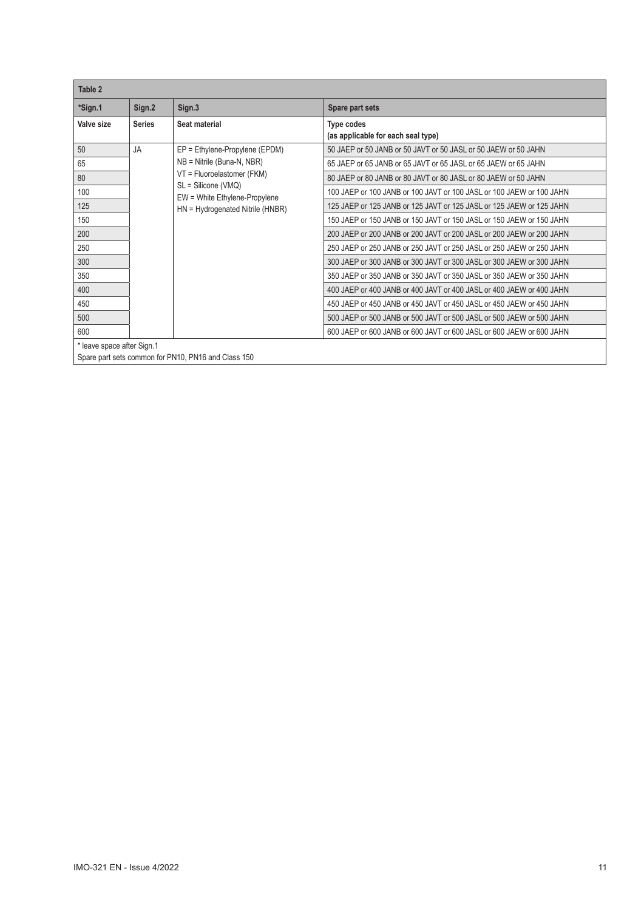**Table 2**

| *Sign.1 | Sign.2 | Sign.3 | Spare part sets |
|---|---|---|---|
| **Valve size** | **Series** | **Seat material** | **Type codes (as applicable for each seal type)** |
| 50 | JA | EP = Ethylene-Propylene (EPDM)<br>NB = Nitrile (Buna-N, NBR)<br>VT = Fluoroelastomer (FKM)<br>SL = Silicone (VMQ)<br>EW = White Ethylene-Propylene<br>HN = Hydrogenated Nitrile (HNBR) | 50 JAEP or 50 JANB or 50 JAVT or 50 JASL or 50 JAEW or 50 JAHN |
| 65 | | | 65 JAEP or 65 JANB or 65 JAVT or 65 JASL or 65 JAEW or 65 JAHN |
| 80 | | | 80 JAEP or 80 JANB or 80 JAVT or 80 JASL or 80 JAEW or 50 JAHN |
| 100 | | | 100 JAEP or 100 JANB or 100 JAVT or 100 JASL or 100 JAEW or 100 JAHN |
| 125 | | | 125 JAEP or 125 JANB or 125 JAVT or 125 JASL or 125 JAEW or 125 JAHN |
| 150 | | | 150 JAEP or 150 JANB or 150 JAVT or 150 JASL or 150 JAEW or 150 JAHN |
| 200 | | | 200 JAEP or 200 JANB or 200 JAVT or 200 JASL or 200 JAEW or 200 JAHN |
| 250 | | | 250 JAEP or 250 JANB or 250 JAVT or 250 JASL or 250 JAEW or 250 JAHN |
| 300 | | | 300 JAEP or 300 JANB or 300 JAVT or 300 JASL or 300 JAEW or 300 JAHN |
| 350 | | | 350 JAEP or 350 JANB or 350 JAVT or 350 JASL or 350 JAEW or 350 JAHN |
| 400 | | | 400 JAEP or 400 JANB or 400 JAVT or 400 JASL or 400 JAEW or 400 JAHN |
| 450 | | | 450 JAEP or 450 JANB or 450 JAVT or 450 JASL or 450 JAEW or 450 JAHN |
| 500 | | | 500 JAEP or 500 JANB or 500 JAVT or 500 JASL or 500 JAEW or 500 JAHN |
| 600 | | | 600 JAEP or 600 JANB or 600 JAVT or 600 JASL or 600 JAEW or 600 JAHN |

* leave space after Sign.1

Spare part sets common for PN10, PN16 and Class 150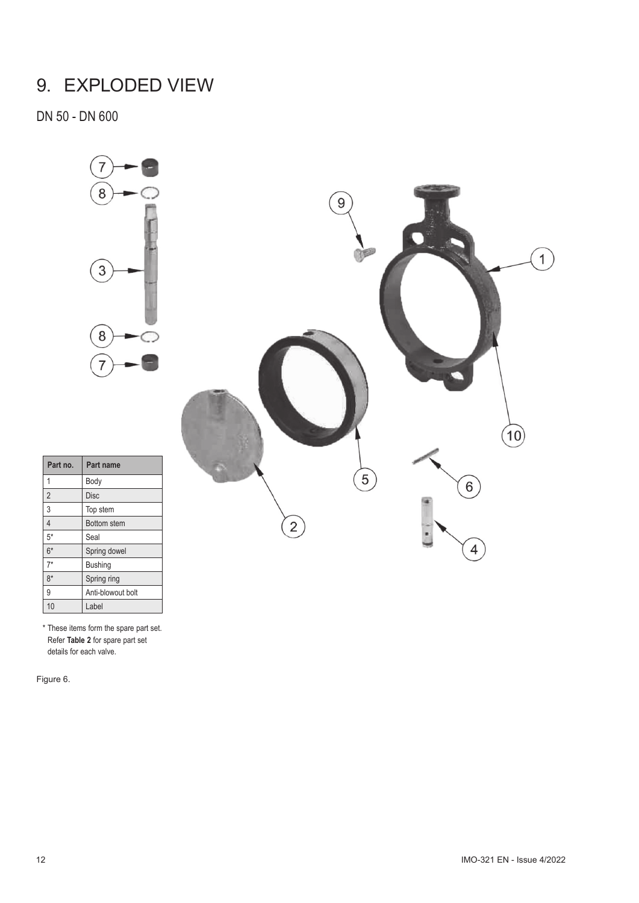# 9. EXPLODED VIEW

## DN 50 - DN 600

| Part no. | Part name |
|---|---|
| 1 | Body |
| 2 | Disc |
| 3 | Top stem |
| 4 | Bottom stem |
| 5* | Seal |
| 6* | Spring dowel |
| 7* | Bushing |
| 8* | Spring ring |
| 9 | Anti-blowout bolt |
| 10 | Label |

\* These items form the spare part set. Refer **Table 2** for spare part set details for each valve.

Figure 6.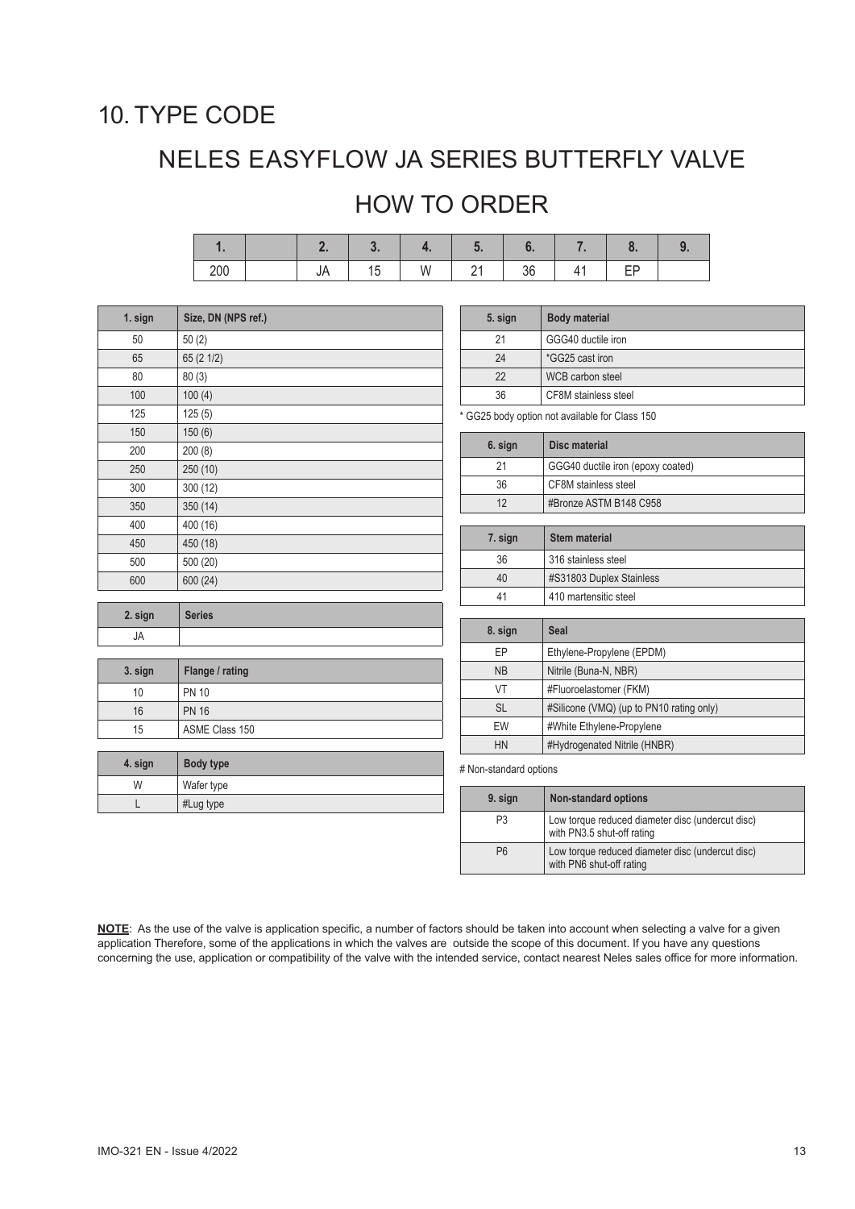# 10. TYPE CODE

## NELES EASYFLOW JA SERIES BUTTERFLY VALVE

## HOW TO ORDER

| 1. | | 2. | 3. | 4. | 5. | 6. | 7. | 8. | 9. |
|---|---|---|---|---|---|---|---|---|---|
| 200 | | JA | 15 | W | 21 | 36 | 41 | EP | |

| 1. sign | Size, DN (NPS ref.) |
|---|---|
| 50 | 50 (2) |
| 65 | 65 (2 1/2) |
| 80 | 80 (3) |
| 100 | 100 (4) |
| 125 | 125 (5) |
| 150 | 150 (6) |
| 200 | 200 (8) |
| 250 | 250 (10) |
| 300 | 300 (12) |
| 350 | 350 (14) |
| 400 | 400 (16) |
| 450 | 450 (18) |
| 500 | 500 (20) |
| 600 | 600 (24) |

| 2. sign | Series |
|---|---|
| JA | |

| 3. sign | Flange / rating |
|---|---|
| 10 | PN 10 |
| 16 | PN 16 |
| 15 | ASME Class 150 |

| 4. sign | Body type |
|---|---|
| W | Wafer type |
| L | #Lug type |

| 5. sign | Body material |
|---|---|
| 21 | GGG40 ductile iron |
| 24 | *GG25 cast iron |
| 22 | WCB carbon steel |
| 36 | CF8M stainless steel |

* GG25 body option not available for Class 150

| 6. sign | Disc material |
|---|---|
| 21 | GGG40 ductile iron (epoxy coated) |
| 36 | CF8M stainless steel |
| 12 | #Bronze ASTM B148 C958 |

| 7. sign | Stem material |
|---|---|
| 36 | 316 stainless steel |
| 40 | #S31803 Duplex Stainless |
| 41 | 410 martensitic steel |

| 8. sign | Seal |
|---|---|
| EP | Ethylene-Propylene (EPDM) |
| NB | Nitrile (Buna-N, NBR) |
| VT | #Fluoroelastomer (FKM) |
| SL | #Silicone (VMQ) (up to PN10 rating only) |
| EW | #White Ethylene-Propylene |
| HN | #Hydrogenated Nitrile (HNBR) |

# Non-standard options

| 9. sign | Non-standard options |
|---|---|
| P3 | Low torque reduced diameter disc (undercut disc) with PN3.5 shut-off rating |
| P6 | Low torque reduced diameter disc (undercut disc) with PN6 shut-off rating |

**NOTE**: As the use of the valve is application specific, a number of factors should be taken into account when selecting a valve for a given application Therefore, some of the applications in which the valves are outside the scope of this document. If you have any questions concerning the use, application or compatibility of the valve with the intended service, contact nearest Neles sales office for more information.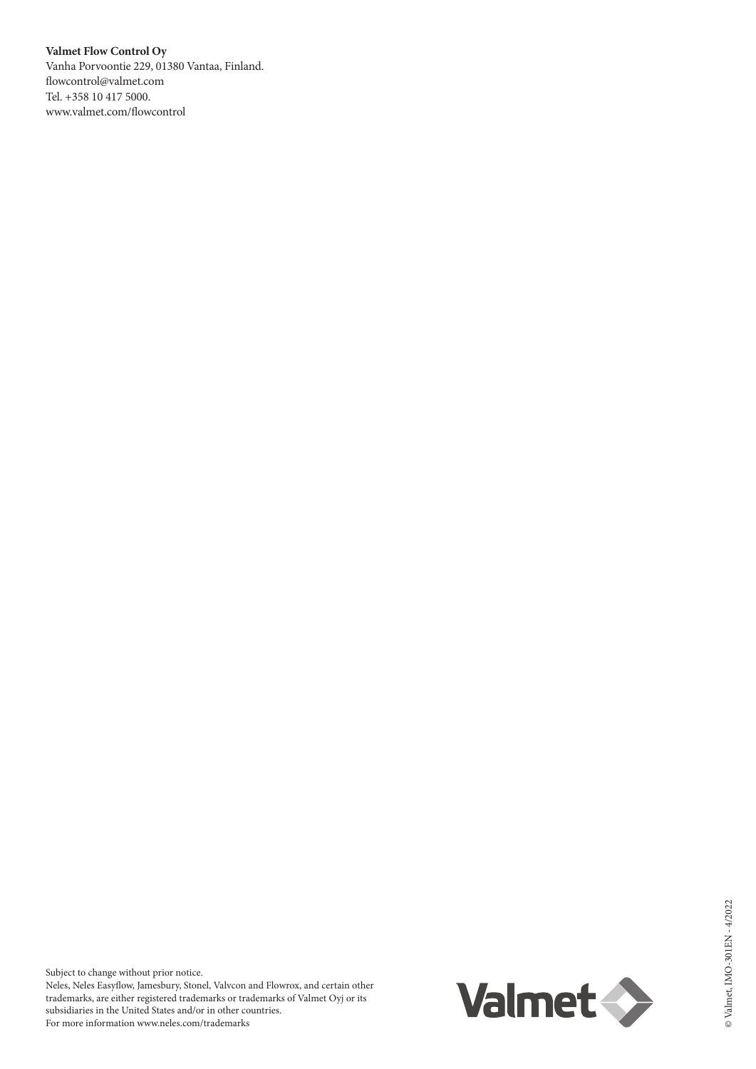**Valmet Flow Control Oy**
Vanha Porvoontie 229, 01380 Vantaa, Finland.
flowcontrol@valmet.com
Tel. +358 10 417 5000.
www.valmet.com/flowcontrol

Subject to change without prior notice.
Neles, Neles Easyflow, Jamesbury, Stonel, Valvcon and Flowrox, and certain other trademarks, are either registered trademarks or trademarks of Valmet Oyj or its subsidiaries in the United States and/or in other countries.
For more information www.neles.com/trademarks

© Valmet, IMO-301EN - 4/2022